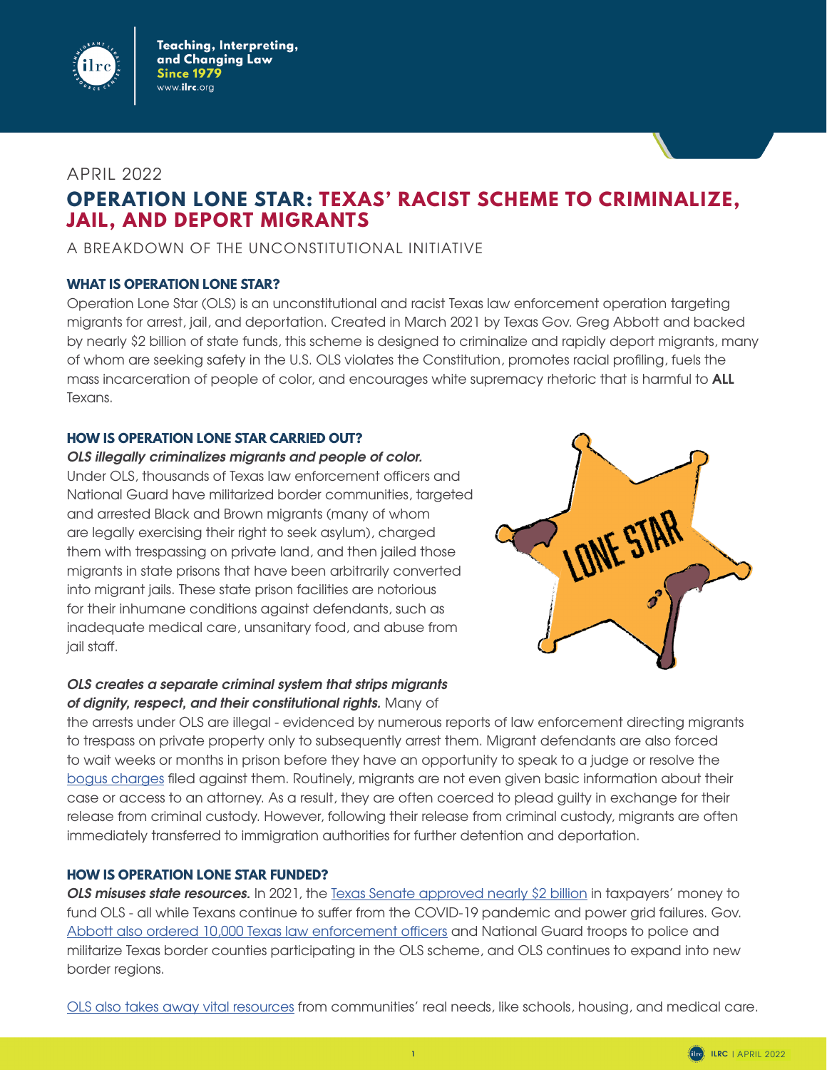APRIL 2022

# OPERATION LONE STAR: TEXAS' RACIST SCHEME TO CRIMINALIZE, JAIL, AND DEPORT MIGRANTS

A BREAKDOWN OF THE UNCONSTITUTIONAL INITIATIVE

## WHAT IS OPERATION LONE STAR?

Operation Lone Star (OLS) is an unconstitutional and racist Texas law enforcement operation targeting migrants for arrest, jail, and deportation. Created in March 2021 by Texas Gov. Greg Abbott and backed by nearly $2 billion of state funds, this scheme is designed to criminalize and rapidly deport migrants, many of whom are seeking safety in the U.S. OLS violates the Constitution, promotes racial profiling, fuels the mass incarceration of people of color, and encourages white supremacy rhetoric that is harmful to **ALL** Texans.

## HOW IS OPERATION LONE STAR CARRIED OUT?

***OLS illegally criminalizes migrants and people of color.*** Under OLS, thousands of Texas law enforcement officers and National Guard have militarized border communities, targeted and arrested Black and Brown migrants (many of whom are legally exercising their right to seek asylum), charged them with trespassing on private land, and then jailed those migrants in state prisons that have been arbitrarily converted into migrant jails. These state prison facilities are notorious for their inhumane conditions against defendants, such as inadequate medical care, unsanitary food, and abuse from jail staff.

***OLS creates a separate criminal system that strips migrants of dignity, respect, and their constitutional rights.*** Many of the arrests under OLS are illegal - evidenced by numerous reports of law enforcement directing migrants to trespass on private property only to subsequently arrest them. Migrant defendants are also forced to wait weeks or months in prison before they have an opportunity to speak to a judge or resolve the bogus charges filed against them. Routinely, migrants are not even given basic information about their case or access to an attorney. As a result, they are often coerced to plead guilty in exchange for their release from criminal custody. However, following their release from criminal custody, migrants are often immediately transferred to immigration authorities for further detention and deportation.

## HOW IS OPERATION LONE STAR FUNDED?

***OLS misuses state resources.*** In 2021, the Texas Senate approved nearly $2 billion in taxpayers' money to fund OLS - all while Texans continue to suffer from the COVID-19 pandemic and power grid failures. Gov. Abbott also ordered 10,000 Texas law enforcement officers and National Guard troops to police and militarize Texas border counties participating in the OLS scheme, and OLS continues to expand into new border regions.

OLS also takes away vital resources from communities' real needs, like schools, housing, and medical care.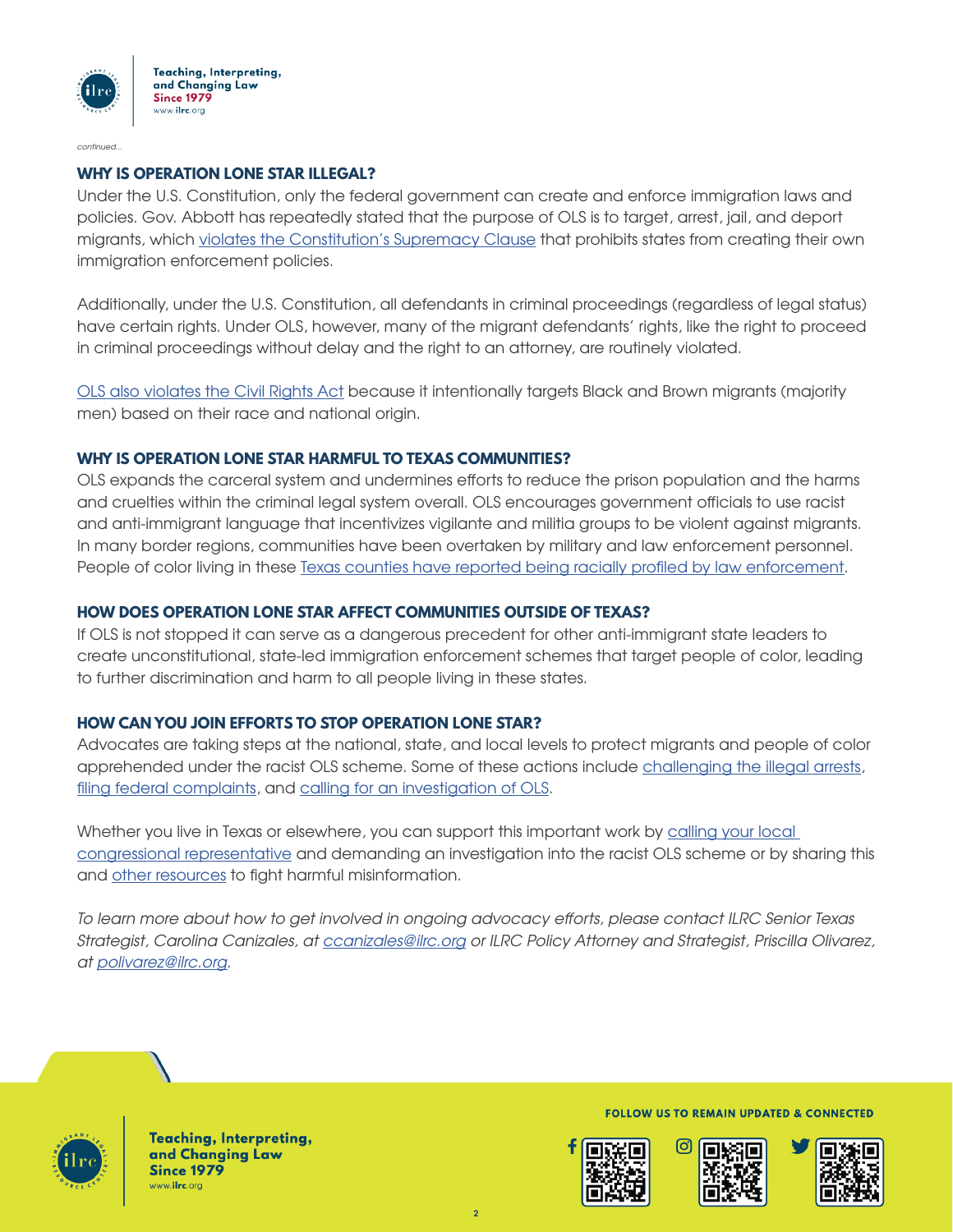*continued...*

## WHY IS OPERATION LONE STAR ILLEGAL?

Under the U.S. Constitution, only the federal government can create and enforce immigration laws and policies. Gov. Abbott has repeatedly stated that the purpose of OLS is to target, arrest, jail, and deport migrants, which violates the Constitution's Supremacy Clause that prohibits states from creating their own immigration enforcement policies.

Additionally, under the U.S. Constitution, all defendants in criminal proceedings (regardless of legal status) have certain rights. Under OLS, however, many of the migrant defendants' rights, like the right to proceed in criminal proceedings without delay and the right to an attorney, are routinely violated.

OLS also violates the Civil Rights Act because it intentionally targets Black and Brown migrants (majority men) based on their race and national origin.

## WHY IS OPERATION LONE STAR HARMFUL TO TEXAS COMMUNITIES?

OLS expands the carceral system and undermines efforts to reduce the prison population and the harms and cruelties within the criminal legal system overall. OLS encourages government officials to use racist and anti-immigrant language that incentivizes vigilante and militia groups to be violent against migrants. In many border regions, communities have been overtaken by military and law enforcement personnel. People of color living in these Texas counties have reported being racially profiled by law enforcement.

## HOW DOES OPERATION LONE STAR AFFECT COMMUNITIES OUTSIDE OF TEXAS?

If OLS is not stopped it can serve as a dangerous precedent for other anti-immigrant state leaders to create unconstitutional, state-led immigration enforcement schemes that target people of color, leading to further discrimination and harm to all people living in these states.

## HOW CAN YOU JOIN EFFORTS TO STOP OPERATION LONE STAR?

Advocates are taking steps at the national, state, and local levels to protect migrants and people of color apprehended under the racist OLS scheme. Some of these actions include challenging the illegal arrests, filing federal complaints, and calling for an investigation of OLS.

Whether you live in Texas or elsewhere, you can support this important work by calling your local congressional representative and demanding an investigation into the racist OLS scheme or by sharing this and other resources to fight harmful misinformation.

*To learn more about how to get involved in ongoing advocacy efforts, please contact ILRC Senior Texas Strategist, Carolina Canizales, at ccanizales@ilrc.org or ILRC Policy Attorney and Strategist, Priscilla Olivarez, at polivarez@ilrc.org.*

**FOLLOW US TO REMAIN UPDATED & CONNECTED**